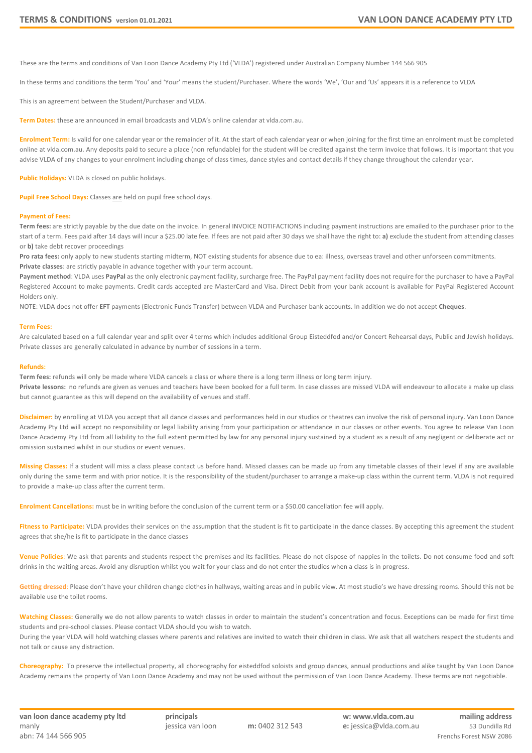These are the terms and conditions of Van Loon Dance Academy Pty Ltd ('VLDA') registered under Australian Company Number 144 566 905

In these terms and conditions the term 'You' and 'Your' means the student/Purchaser. Where the words 'We', 'Our and 'Us' appears it is a reference to VLDA

This is an agreement between the Student/Purchaser and VLDA.

**Term Dates:** these are announced in email broadcasts and VLDA's online calendar at vlda.com.au.

**Enrolment Term:** Is valid for one calendar year or the remainder of it. At the start of each calendar year or when joining for the first time an enrolment must be completed online at vlda.com.au. Any deposits paid to secure a place (non refundable) for the student will be credited against the term invoice that follows. It is important that you advise VLDA of any changes to your enrolment including change of class times, dance styles and contact details if they change throughout the calendar year.

**Public Holidays:** VLDA is closed on public holidays.

**Pupil Free School Days:** Classes are held on pupil free school days.

**Payment of Fees:**

**Term fees:** are strictly payable by the due date on the invoice. In general INVOICE NOTIFACTIONS including payment instructions are emailed to the purchaser prior to the start of a term. Fees paid after 14 days will incur a $25.00 late fee. If fees are not paid after 30 days we shall have the right to: **a)** exclude the student from attending classes or **b)** take debt recover proceedings

**Pro rata fees:** only apply to new students starting midterm, NOT existing students for absence due to ea: illness, overseas travel and other unforseen commitments.

**Private classes**: are strictly payable in advance together with your term account.

**Payment method**: VLDA uses **PayPal** as the only electronic payment facility, surcharge free. The PayPal payment facility does not require for the purchaser to have a PayPal Registered Account to make payments. Credit cards accepted are MasterCard and Visa. Direct Debit from your bank account is available for PayPal Registered Account Holders only.

NOTE: VLDA does not offer **EFT** payments (Electronic Funds Transfer) between VLDA and Purchaser bank accounts. In addition we do not accept **Cheques**.

**Term Fees:**

Are calculated based on a full calendar year and split over 4 terms which includes additional Group Eisteddfod and/or Concert Rehearsal days, Public and Jewish holidays. Private classes are generally calculated in advance by number of sessions in a term.

**Refunds:**

**Term fees:** refunds will only be made where VLDA cancels a class or where there is a long term illness or long term injury.

**Private lessons:** no refunds are given as venues and teachers have been booked for a full term. In case classes are missed VLDA will endeavour to allocate a make up class but cannot guarantee as this will depend on the availability of venues and staff.

**Disclaimer:** by enrolling at VLDA you accept that all dance classes and performances held in our studios or theatres can involve the risk of personal injury. Van Loon Dance Academy Pty Ltd will accept no responsibility or legal liability arising from your participation or attendance in our classes or other events. You agree to release Van Loon Dance Academy Pty Ltd from all liability to the full extent permitted by law for any personal injury sustained by a student as a result of any negligent or deliberate act or omission sustained whilst in our studios or event venues.

**Missing Classes:** If a student will miss a class please contact us before hand. Missed classes can be made up from any timetable classes of their level if any are available only during the same term and with prior notice. It is the responsibility of the student/purchaser to arrange a make-up class within the current term. VLDA is not required to provide a make-up class after the current term.

**Enrolment Cancellations:** must be in writing before the conclusion of the current term or a $50.00 cancellation fee will apply.

**Fitness to Participate:** VLDA provides their services on the assumption that the student is fit to participate in the dance classes. By accepting this agreement the student agrees that she/he is fit to participate in the dance classes

**Venue Policies:** We ask that parents and students respect the premises and its facilities. Please do not dispose of nappies in the toilets. Do not consume food and soft drinks in the waiting areas. Avoid any disruption whilst you wait for your class and do not enter the studios when a class is in progress.

**Getting dressed:** Please don't have your children change clothes in hallways, waiting areas and in public view. At most studio's we have dressing rooms. Should this not be available use the toilet rooms.

**Watching Classes:** Generally we do not allow parents to watch classes in order to maintain the student's concentration and focus. Exceptions can be made for first time students and pre-school classes. Please contact VLDA should you wish to watch.

During the year VLDA will hold watching classes where parents and relatives are invited to watch their children in class. We ask that all watchers respect the students and not talk or cause any distraction.

**Choreography:** To preserve the intellectual property, all choreography for eisteddfod soloists and group dances, annual productions and alike taught by Van Loon Dance Academy remains the property of Van Loon Dance Academy and may not be used without the permission of Van Loon Dance Academy. These terms are not negotiable.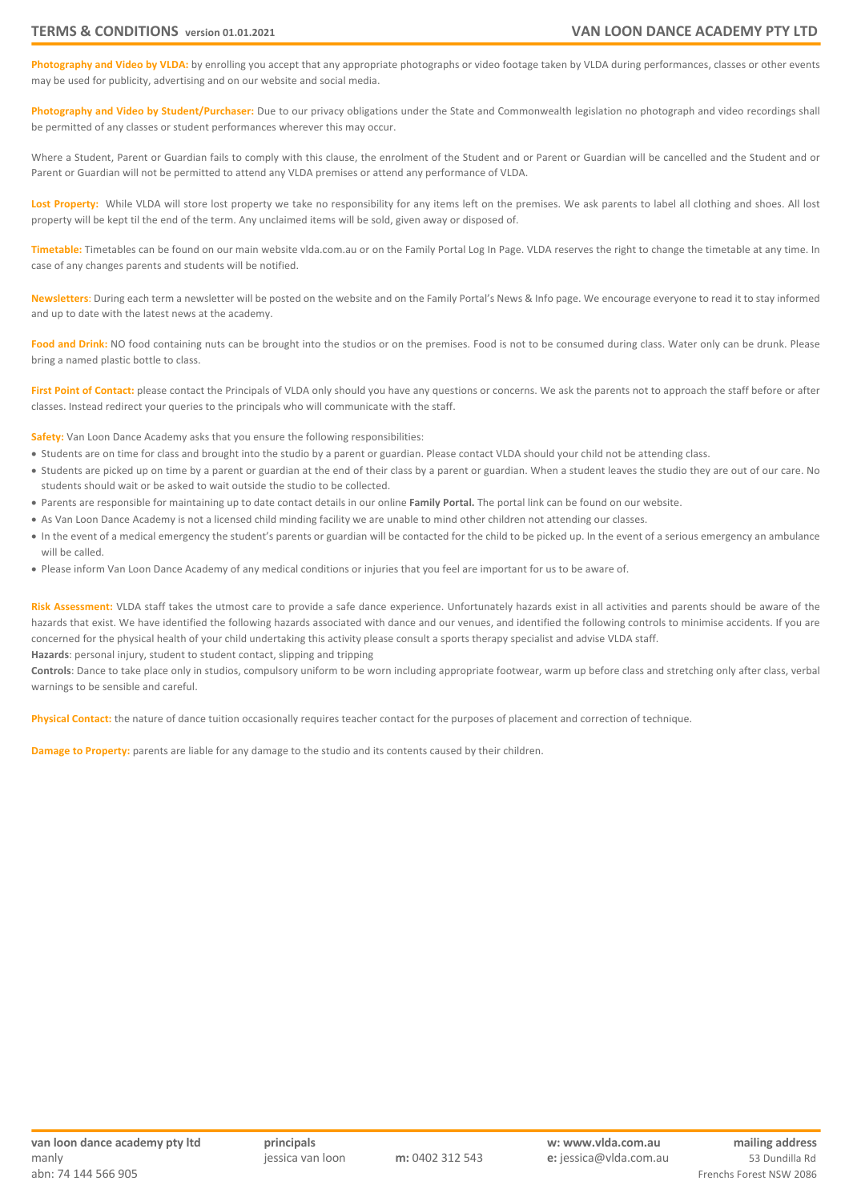**Photography and Video by VLDA:** by enrolling you accept that any appropriate photographs or video footage taken by VLDA during performances, classes or other events may be used for publicity, advertising and on our website and social media.

**Photography and Video by Student/Purchaser:** Due to our privacy obligations under the State and Commonwealth legislation no photograph and video recordings shall be permitted of any classes or student performances wherever this may occur.

Where a Student, Parent or Guardian fails to comply with this clause, the enrolment of the Student and or Parent or Guardian will be cancelled and the Student and or Parent or Guardian will not be permitted to attend any VLDA premises or attend any performance of VLDA.

**Lost Property:** While VLDA will store lost property we take no responsibility for any items left on the premises. We ask parents to label all clothing and shoes. All lost property will be kept til the end of the term. Any unclaimed items will be sold, given away or disposed of.

**Timetable:** Timetables can be found on our main website vlda.com.au or on the Family Portal Log In Page. VLDA reserves the right to change the timetable at any time. In case of any changes parents and students will be notified.

**Newsletters**: During each term a newsletter will be posted on the website and on the Family Portal's News & Info page. We encourage everyone to read it to stay informed and up to date with the latest news at the academy.

**Food and Drink:** NO food containing nuts can be brought into the studios or on the premises. Food is not to be consumed during class. Water only can be drunk. Please bring a named plastic bottle to class.

**First Point of Contact:** please contact the Principals of VLDA only should you have any questions or concerns. We ask the parents not to approach the staff before or after classes. Instead redirect your queries to the principals who will communicate with the staff.

**Safety:** Van Loon Dance Academy asks that you ensure the following responsibilities:

- Students are on time for class and brought into the studio by a parent or guardian. Please contact VLDA should your child not be attending class.
- Students are picked up on time by a parent or guardian at the end of their class by a parent or guardian. When a student leaves the studio they are out of our care. No students should wait or be asked to wait outside the studio to be collected.
- Parents are responsible for maintaining up to date contact details in our online **Family Portal.** The portal link can be found on our website.
- As Van Loon Dance Academy is not a licensed child minding facility we are unable to mind other children not attending our classes.
- In the event of a medical emergency the student's parents or guardian will be contacted for the child to be picked up. In the event of a serious emergency an ambulance will be called.
- Please inform Van Loon Dance Academy of any medical conditions or injuries that you feel are important for us to be aware of.

**Risk Assessment:** VLDA staff takes the utmost care to provide a safe dance experience. Unfortunately hazards exist in all activities and parents should be aware of the hazards that exist. We have identified the following hazards associated with dance and our venues, and identified the following controls to minimise accidents. If you are concerned for the physical health of your child undertaking this activity please consult a sports therapy specialist and advise VLDA staff.

**Hazards**: personal injury, student to student contact, slipping and tripping

**Controls**: Dance to take place only in studios, compulsory uniform to be worn including appropriate footwear, warm up before class and stretching only after class, verbal warnings to be sensible and careful.

**Physical Contact:** the nature of dance tuition occasionally requires teacher contact for the purposes of placement and correction of technique.

**Damage to Property:** parents are liable for any damage to the studio and its contents caused by their children.